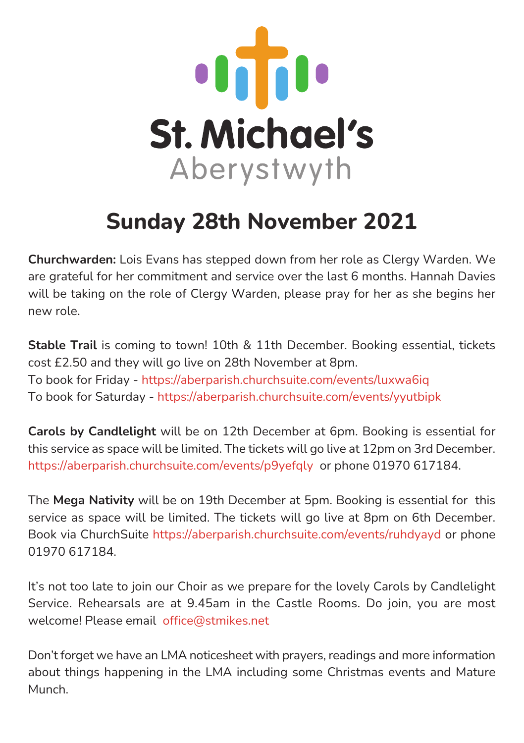# St. Michael's

Aberystwyth

## Sunday 28th November 2021

**Churchwarden:** Lois Evans has stepped down from her role as Clergy Warden. We are grateful for her commitment and service over the last 6 months. Hannah Davies will be taking on the role of Clergy Warden, please pray for her as she begins her new role.

**Stable Trail** is coming to town! 10th & 11th December. Booking essential, tickets cost £2.50 and they will go live on 28th November at 8pm.
To book for Friday - https://aberparish.churchsuite.com/events/luxwa6iq
To book for Saturday - https://aberparish.churchsuite.com/events/yyutbipk

**Carols by Candlelight** will be on 12th December at 6pm. Booking is essential for this service as space will be limited. The tickets will go live at 12pm on 3rd December. https://aberparish.churchsuite.com/events/p9yefqly or phone 01970 617184.

The **Mega Nativity** will be on 19th December at 5pm. Booking is essential for this service as space will be limited. The tickets will go live at 8pm on 6th December. Book via ChurchSuite https://aberparish.churchsuite.com/events/ruhdyayd or phone 01970 617184.

It's not too late to join our Choir as we prepare for the lovely Carols by Candlelight Service. Rehearsals are at 9.45am in the Castle Rooms. Do join, you are most welcome! Please email office@stmikes.net

Don't forget we have an LMA noticesheet with prayers, readings and more information about things happening in the LMA including some Christmas events and Mature Munch.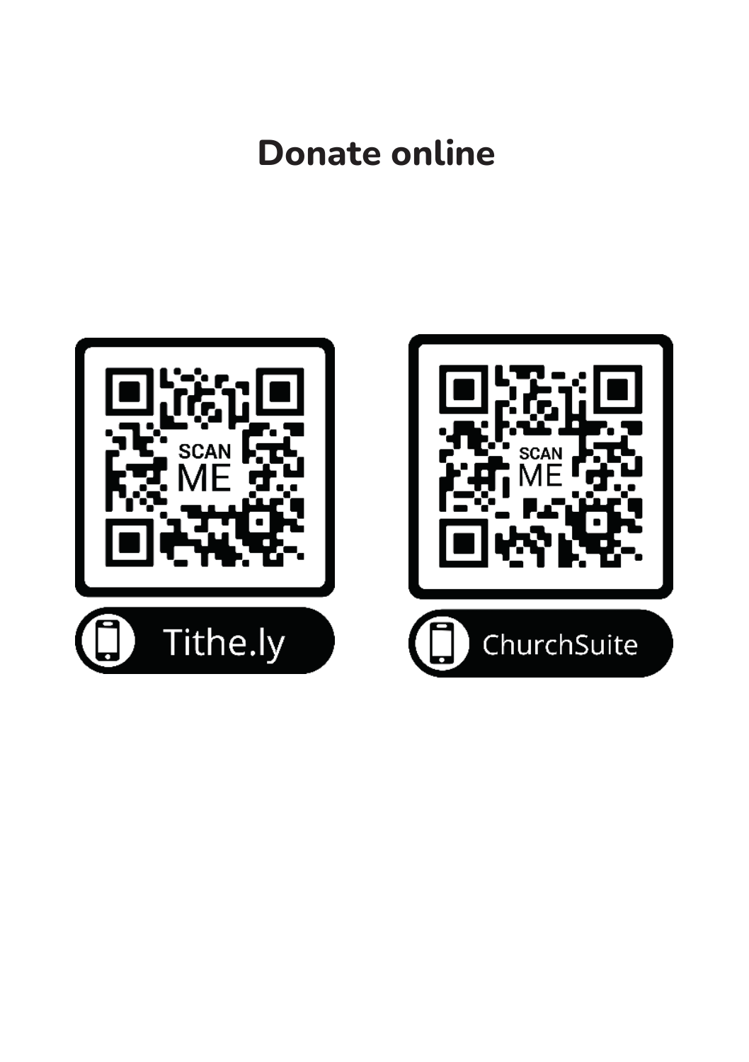# Donate online

SCAN ME

Tithe.ly

SCAN ME

ChurchSuite